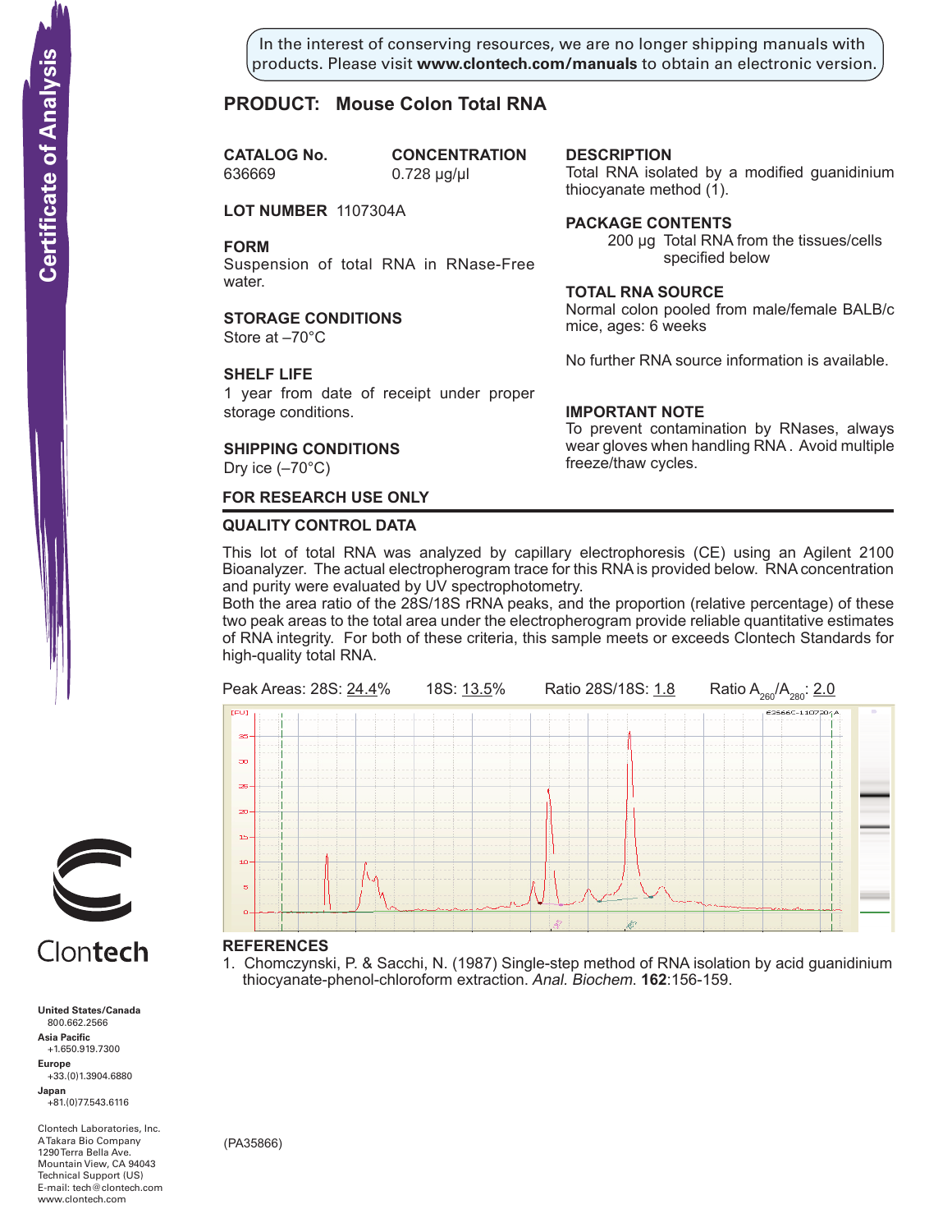In the interest of conserving resources, we are no longer shipping manuals with products. Please visit **www.clontech.com/manuals** to obtain an electronic version.

# PRODUCT: Mouse Colon Total RNA

**CATALOG No.**
636669

**CONCENTRATION**
0.728 µg/µl

**LOT NUMBER** 1107304A

**FORM**
Suspension of total RNA in RNase-Free water.

**STORAGE CONDITIONS**
Store at –70°C

**SHELF LIFE**
1 year from date of receipt under proper storage conditions.

**SHIPPING CONDITIONS**
Dry ice (–70°C)

**DESCRIPTION**
Total RNA isolated by a modified guanidinium thiocyanate method (1).

**PACKAGE CONTENTS**
200 µg Total RNA from the tissues/cells specified below

**TOTAL RNA SOURCE**
Normal colon pooled from male/female BALB/c mice, ages: 6 weeks

No further RNA source information is available.

**IMPORTANT NOTE**
To prevent contamination by RNases, always wear gloves when handling RNA . Avoid multiple freeze/thaw cycles.

**FOR RESEARCH USE ONLY**

## QUALITY CONTROL DATA

This lot of total RNA was analyzed by capillary electrophoresis (CE) using an Agilent 2100 Bioanalyzer. The actual electropherogram trace for this RNA is provided below. RNA concentration and purity were evaluated by UV spectrophotometry.
Both the area ratio of the 28S/18S rRNA peaks, and the proportion (relative percentage) of these two peak areas to the total area under the electropherogram provide reliable quantitative estimates of RNA integrity. For both of these criteria, this sample meets or exceeds Clontech Standards for high-quality total RNA.

Peak Areas: 28S: 24.4% 18S: 13.5% Ratio 28S/18S: 1.8 Ratio $A_{260}/A_{280}$: 2.0

## REFERENCES

1. Chomczynski, P. & Sacchi, N. (1987) Single-step method of RNA isolation by acid guanidinium thiocyanate-phenol-chloroform extraction. *Anal. Biochem.* **162**:156-159.

(PA35866)

Clontech

**United States/Canada**
800.662.2566
**Asia Pacific**
+1.650.919.7300
**Europe**
+33.(0)1.3904.6880
**Japan**
+81.(0)77.543.6116

Clontech Laboratories, Inc.
A Takara Bio Company
1290 Terra Bella Ave.
Mountain View, CA 94043
Technical Support (US)
E-mail: tech@clontech.com
www.clontech.com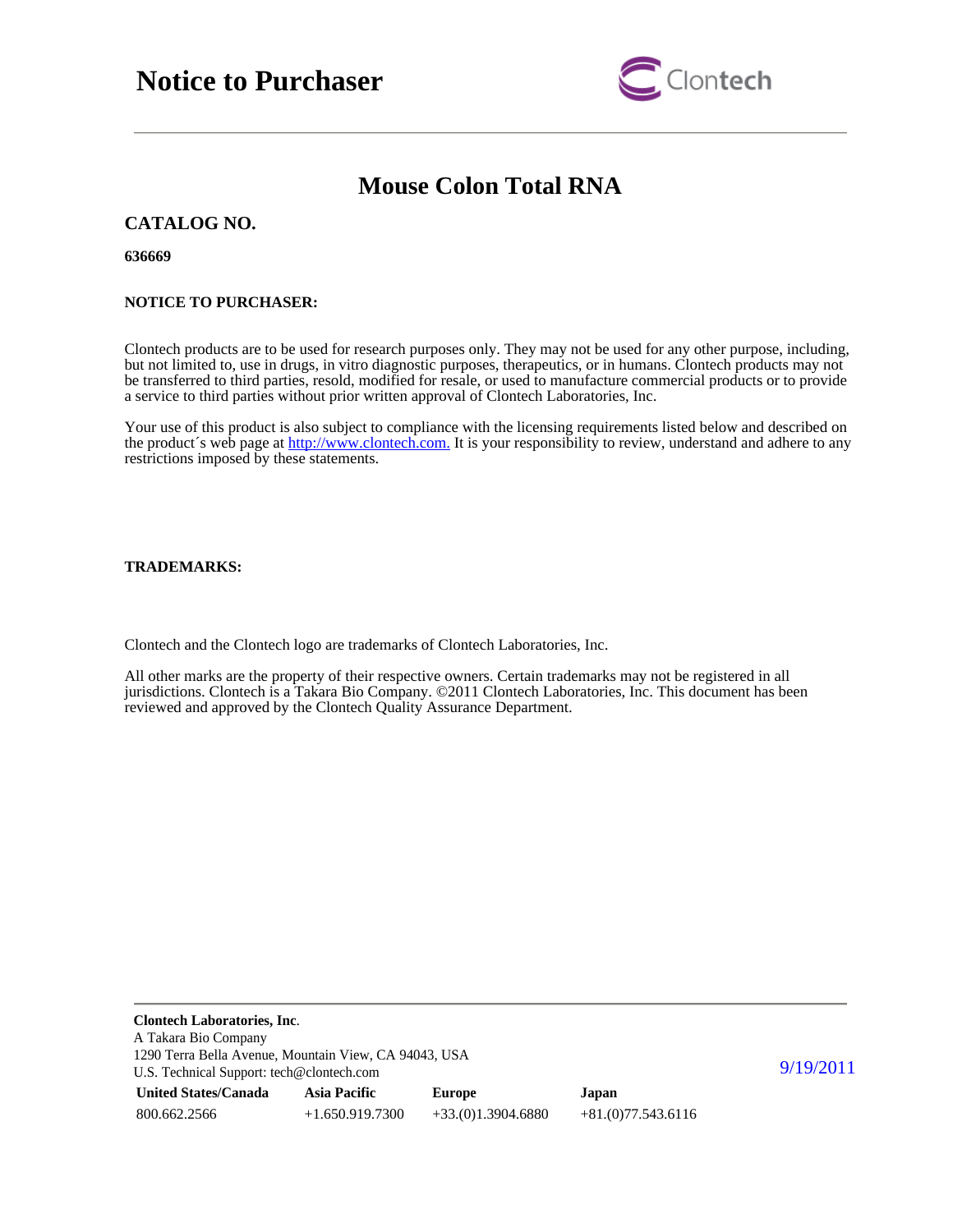# Notice to Purchaser

## Mouse Colon Total RNA

### CATALOG NO.

**636669**

**NOTICE TO PURCHASER:**

Clontech products are to be used for research purposes only. They may not be used for any other purpose, including, but not limited to, use in drugs, in vitro diagnostic purposes, therapeutics, or in humans. Clontech products may not be transferred to third parties, resold, modified for resale, or used to manufacture commercial products or to provide a service to third parties without prior written approval of Clontech Laboratories, Inc.

Your use of this product is also subject to compliance with the licensing requirements listed below and described on the product´s web page at http://www.clontech.com. It is your responsibility to review, understand and adhere to any restrictions imposed by these statements.

**TRADEMARKS:**

Clontech and the Clontech logo are trademarks of Clontech Laboratories, Inc.

All other marks are the property of their respective owners. Certain trademarks may not be registered in all jurisdictions. Clontech is a Takara Bio Company. ©2011 Clontech Laboratories, Inc. This document has been reviewed and approved by the Clontech Quality Assurance Department.

**Clontech Laboratories, Inc**.
A Takara Bio Company
1290 Terra Bella Avenue, Mountain View, CA 94043, USA
U.S. Technical Support: tech@clontech.com

| United States/Canada | Asia Pacific | Europe | Japan |
| --- | --- | --- | --- |
| 800.662.2566 | +1.650.919.7300 | +33.(0)1.3904.6880 | +81.(0)77.543.6116 |

9/19/2011